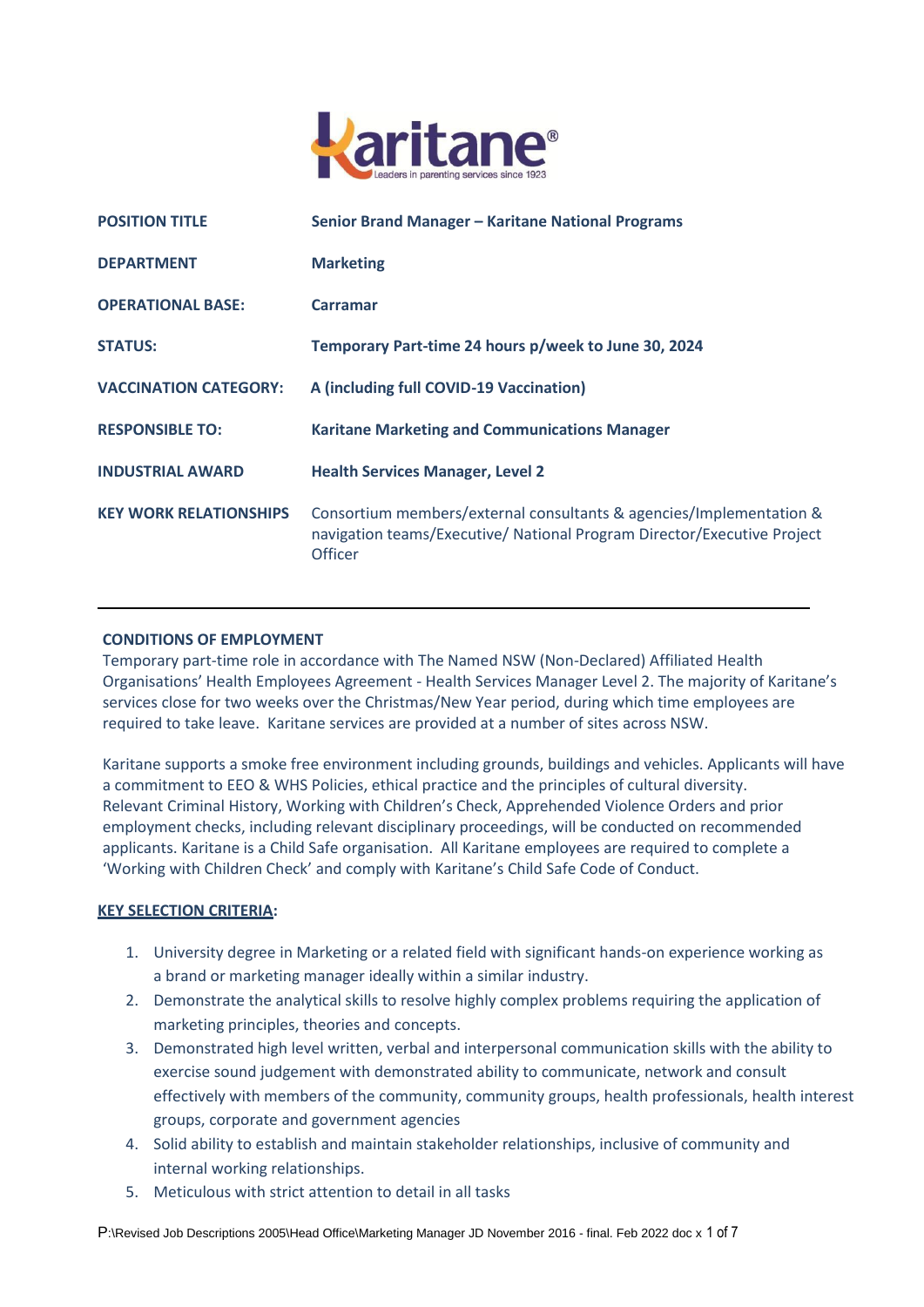Karitane®
Leaders in parenting services since 1923

| | |
|---|---|
| **POSITION TITLE** | **Senior Brand Manager – Karitane National Programs** |
| **DEPARTMENT** | **Marketing** |
| **OPERATIONAL BASE:** | **Carramar** |
| **STATUS:** | **Temporary Part-time 24 hours p/week to June 30, 2024** |
| **VACCINATION CATEGORY:** | **A (including full COVID-19 Vaccination)** |
| **RESPONSIBLE TO:** | **Karitane Marketing and Communications Manager** |
| **INDUSTRIAL AWARD** | **Health Services Manager, Level 2** |
| **KEY WORK RELATIONSHIPS** | Consortium members/external consultants & agencies/Implementation & navigation teams/Executive/ National Program Director/Executive Project Officer |

---

**CONDITIONS OF EMPLOYMENT**

Temporary part-time role in accordance with The Named NSW (Non-Declared) Affiliated Health Organisations' Health Employees Agreement - Health Services Manager Level 2. The majority of Karitane's services close for two weeks over the Christmas/New Year period, during which time employees are required to take leave. Karitane services are provided at a number of sites across NSW.

Karitane supports a smoke free environment including grounds, buildings and vehicles. Applicants will have a commitment to EEO & WHS Policies, ethical practice and the principles of cultural diversity. Relevant Criminal History, Working with Children's Check, Apprehended Violence Orders and prior employment checks, including relevant disciplinary proceedings, will be conducted on recommended applicants. Karitane is a Child Safe organisation. All Karitane employees are required to complete a 'Working with Children Check' and comply with Karitane's Child Safe Code of Conduct.

**KEY SELECTION CRITERIA:**

1. University degree in Marketing or a related field with significant hands-on experience working as a brand or marketing manager ideally within a similar industry.
2. Demonstrate the analytical skills to resolve highly complex problems requiring the application of marketing principles, theories and concepts.
3. Demonstrated high level written, verbal and interpersonal communication skills with the ability to exercise sound judgement with demonstrated ability to communicate, network and consult effectively with members of the community, community groups, health professionals, health interest groups, corporate and government agencies
4. Solid ability to establish and maintain stakeholder relationships, inclusive of community and internal working relationships.
5. Meticulous with strict attention to detail in all tasks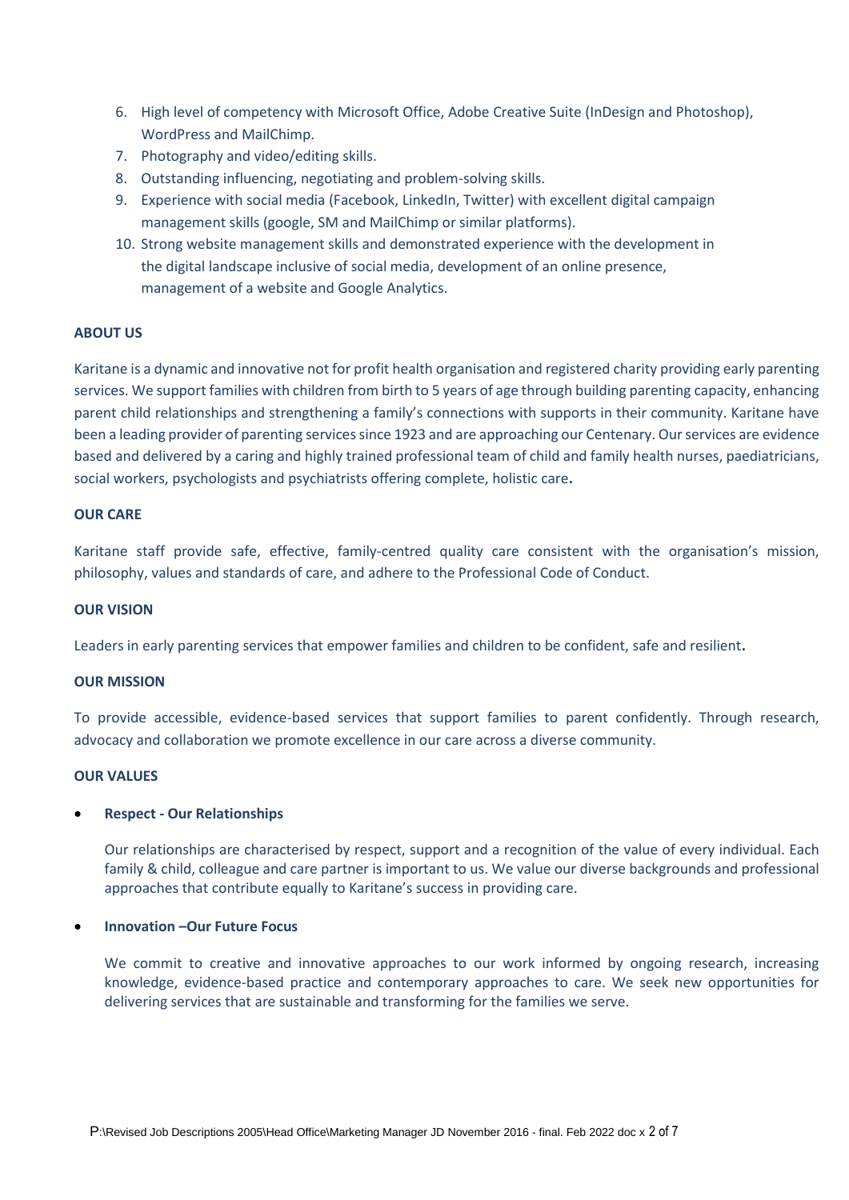6. High level of competency with Microsoft Office, Adobe Creative Suite (InDesign and Photoshop), WordPress and MailChimp.
7. Photography and video/editing skills.
8. Outstanding influencing, negotiating and problem-solving skills.
9. Experience with social media (Facebook, LinkedIn, Twitter) with excellent digital campaign management skills (google, SM and MailChimp or similar platforms).
10. Strong website management skills and demonstrated experience with the development in the digital landscape inclusive of social media, development of an online presence, management of a website and Google Analytics.

**ABOUT US**

Karitane is a dynamic and innovative not for profit health organisation and registered charity providing early parenting services. We support families with children from birth to 5 years of age through building parenting capacity, enhancing parent child relationships and strengthening a family's connections with supports in their community. Karitane have been a leading provider of parenting services since 1923 and are approaching our Centenary. Our services are evidence based and delivered by a caring and highly trained professional team of child and family health nurses, paediatricians, social workers, psychologists and psychiatrists offering complete, holistic care**.**

**OUR CARE**

Karitane staff provide safe, effective, family-centred quality care consistent with the organisation's mission, philosophy, values and standards of care, and adhere to the Professional Code of Conduct.

**OUR VISION**

Leaders in early parenting services that empower families and children to be confident, safe and resilient**.**

**OUR MISSION**

To provide accessible, evidence-based services that support families to parent confidently. Through research, advocacy and collaboration we promote excellence in our care across a diverse community.

**OUR VALUES**

- **Respect - Our Relationships**

  Our relationships are characterised by respect, support and a recognition of the value of every individual. Each family & child, colleague and care partner is important to us. We value our diverse backgrounds and professional approaches that contribute equally to Karitane's success in providing care.

- **Innovation –Our Future Focus**

  We commit to creative and innovative approaches to our work informed by ongoing research, increasing knowledge, evidence-based practice and contemporary approaches to care. We seek new opportunities for delivering services that are sustainable and transforming for the families we serve.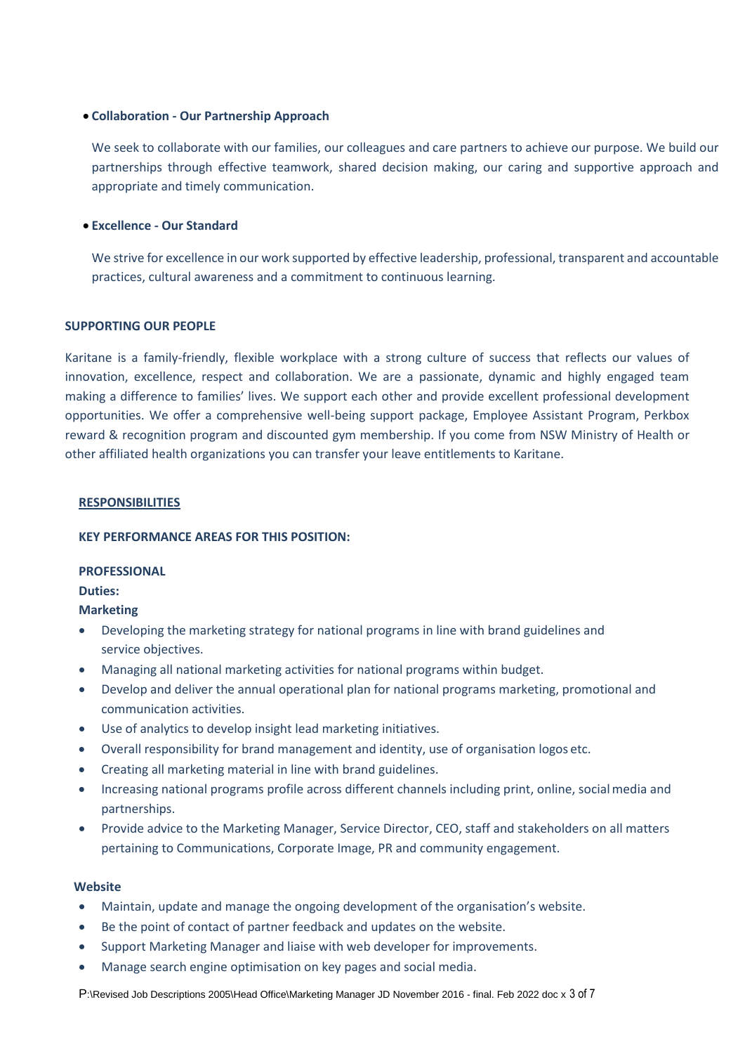- **Collaboration - Our Partnership Approach**

  We seek to collaborate with our families, our colleagues and care partners to achieve our purpose. We build our partnerships through effective teamwork, shared decision making, our caring and supportive approach and appropriate and timely communication.

- **Excellence - Our Standard**

  We strive for excellence in our work supported by effective leadership, professional, transparent and accountable practices, cultural awareness and a commitment to continuous learning.

**SUPPORTING OUR PEOPLE**

Karitane is a family-friendly, flexible workplace with a strong culture of success that reflects our values of innovation, excellence, respect and collaboration. We are a passionate, dynamic and highly engaged team making a difference to families' lives. We support each other and provide excellent professional development opportunities. We offer a comprehensive well-being support package, Employee Assistant Program, Perkbox reward & recognition program and discounted gym membership. If you come from NSW Ministry of Health or other affiliated health organizations you can transfer your leave entitlements to Karitane.

## RESPONSIBILITIES

**KEY PERFORMANCE AREAS FOR THIS POSITION:**

**PROFESSIONAL**

**Duties:**

**Marketing**

- Developing the marketing strategy for national programs in line with brand guidelines and service objectives.
- Managing all national marketing activities for national programs within budget.
- Develop and deliver the annual operational plan for national programs marketing, promotional and communication activities.
- Use of analytics to develop insight lead marketing initiatives.
- Overall responsibility for brand management and identity, use of organisation logos etc.
- Creating all marketing material in line with brand guidelines.
- Increasing national programs profile across different channels including print, online, social media and partnerships.
- Provide advice to the Marketing Manager, Service Director, CEO, staff and stakeholders on all matters pertaining to Communications, Corporate Image, PR and community engagement.

**Website**

- Maintain, update and manage the ongoing development of the organisation's website.
- Be the point of contact of partner feedback and updates on the website.
- Support Marketing Manager and liaise with web developer for improvements.
- Manage search engine optimisation on key pages and social media.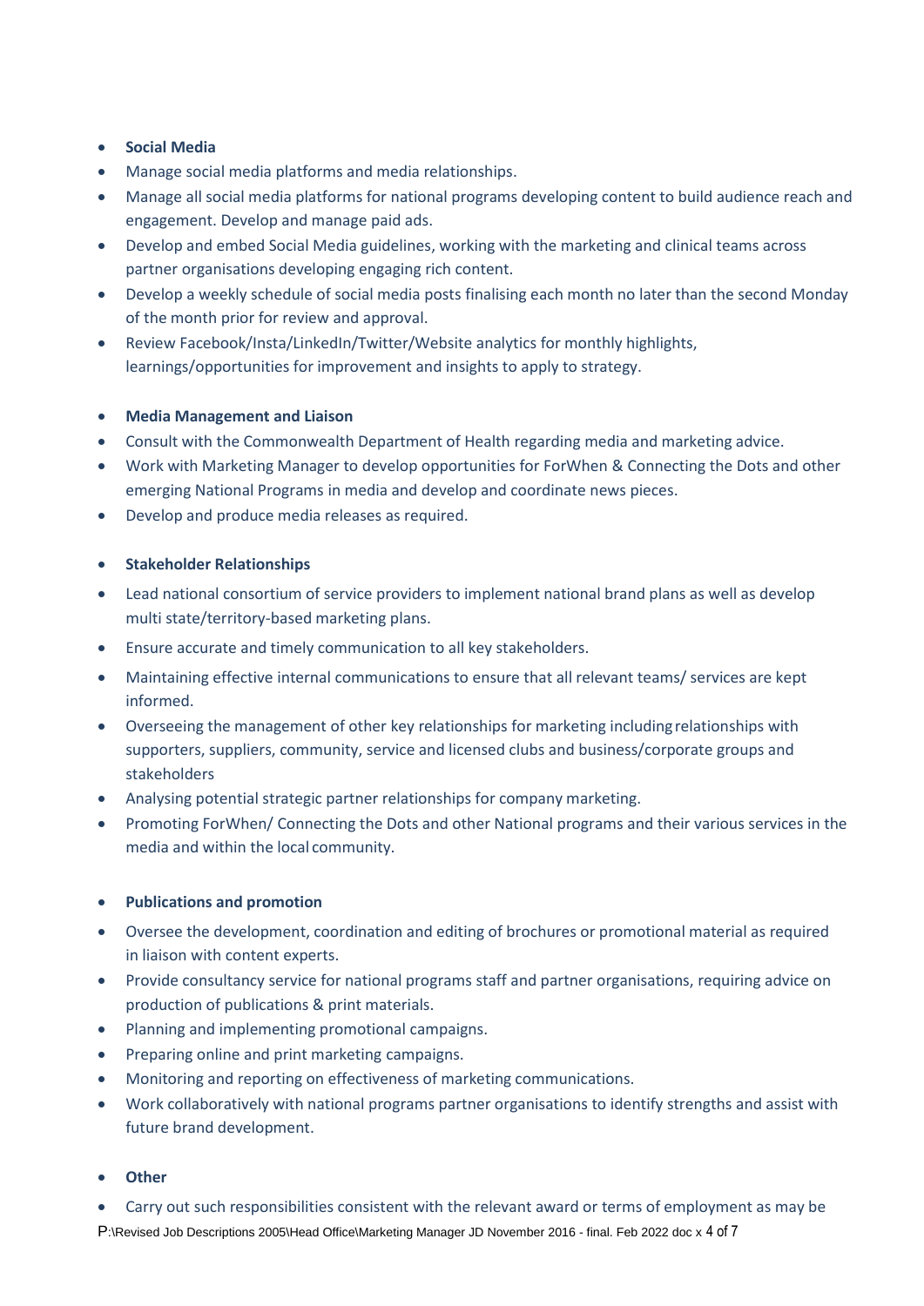- **Social Media**
- Manage social media platforms and media relationships.
- Manage all social media platforms for national programs developing content to build audience reach and engagement. Develop and manage paid ads.
- Develop and embed Social Media guidelines, working with the marketing and clinical teams across partner organisations developing engaging rich content.
- Develop a weekly schedule of social media posts finalising each month no later than the second Monday of the month prior for review and approval.
- Review Facebook/Insta/LinkedIn/Twitter/Website analytics for monthly highlights, learnings/opportunities for improvement and insights to apply to strategy.

- **Media Management and Liaison**
- Consult with the Commonwealth Department of Health regarding media and marketing advice.
- Work with Marketing Manager to develop opportunities for ForWhen & Connecting the Dots and other emerging National Programs in media and develop and coordinate news pieces.
- Develop and produce media releases as required.

- **Stakeholder Relationships**
- Lead national consortium of service providers to implement national brand plans as well as develop multi state/territory-based marketing plans.
- Ensure accurate and timely communication to all key stakeholders.
- Maintaining effective internal communications to ensure that all relevant teams/ services are kept informed.
- Overseeing the management of other key relationships for marketing including relationships with supporters, suppliers, community, service and licensed clubs and business/corporate groups and stakeholders
- Analysing potential strategic partner relationships for company marketing.
- Promoting ForWhen/ Connecting the Dots and other National programs and their various services in the media and within the local community.

- **Publications and promotion**
- Oversee the development, coordination and editing of brochures or promotional material as required in liaison with content experts.
- Provide consultancy service for national programs staff and partner organisations, requiring advice on production of publications & print materials.
- Planning and implementing promotional campaigns.
- Preparing online and print marketing campaigns.
- Monitoring and reporting on effectiveness of marketing communications.
- Work collaboratively with national programs partner organisations to identify strengths and assist with future brand development.

- **Other**
- Carry out such responsibilities consistent with the relevant award or terms of employment as may be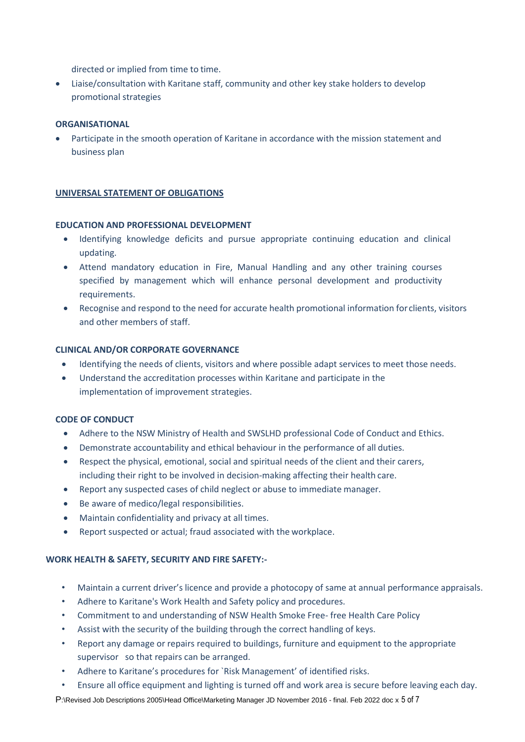directed or implied from time to time.

- Liaise/consultation with Karitane staff, community and other key stake holders to develop promotional strategies

**ORGANISATIONAL**

- Participate in the smooth operation of Karitane in accordance with the mission statement and business plan

**UNIVERSAL STATEMENT OF OBLIGATIONS**

**EDUCATION AND PROFESSIONAL DEVELOPMENT**

- Identifying knowledge deficits and pursue appropriate continuing education and clinical updating.
- Attend mandatory education in Fire, Manual Handling and any other training courses specified by management which will enhance personal development and productivity requirements.
- Recognise and respond to the need for accurate health promotional information for clients, visitors and other members of staff.

**CLINICAL AND/OR CORPORATE GOVERNANCE**

- Identifying the needs of clients, visitors and where possible adapt services to meet those needs.
- Understand the accreditation processes within Karitane and participate in the implementation of improvement strategies.

**CODE OF CONDUCT**

- Adhere to the NSW Ministry of Health and SWSLHD professional Code of Conduct and Ethics.
- Demonstrate accountability and ethical behaviour in the performance of all duties.
- Respect the physical, emotional, social and spiritual needs of the client and their carers, including their right to be involved in decision-making affecting their health care.
- Report any suspected cases of child neglect or abuse to immediate manager.
- Be aware of medico/legal responsibilities.
- Maintain confidentiality and privacy at all times.
- Report suspected or actual; fraud associated with the workplace.

**WORK HEALTH & SAFETY, SECURITY AND FIRE SAFETY:-**

- Maintain a current driver's licence and provide a photocopy of same at annual performance appraisals.
- Adhere to Karitane's Work Health and Safety policy and procedures.
- Commitment to and understanding of NSW Health Smoke Free- free Health Care Policy
- Assist with the security of the building through the correct handling of keys.
- Report any damage or repairs required to buildings, furniture and equipment to the appropriate supervisor so that repairs can be arranged.
- Adhere to Karitane's procedures for `Risk Management' of identified risks.
- Ensure all office equipment and lighting is turned off and work area is secure before leaving each day.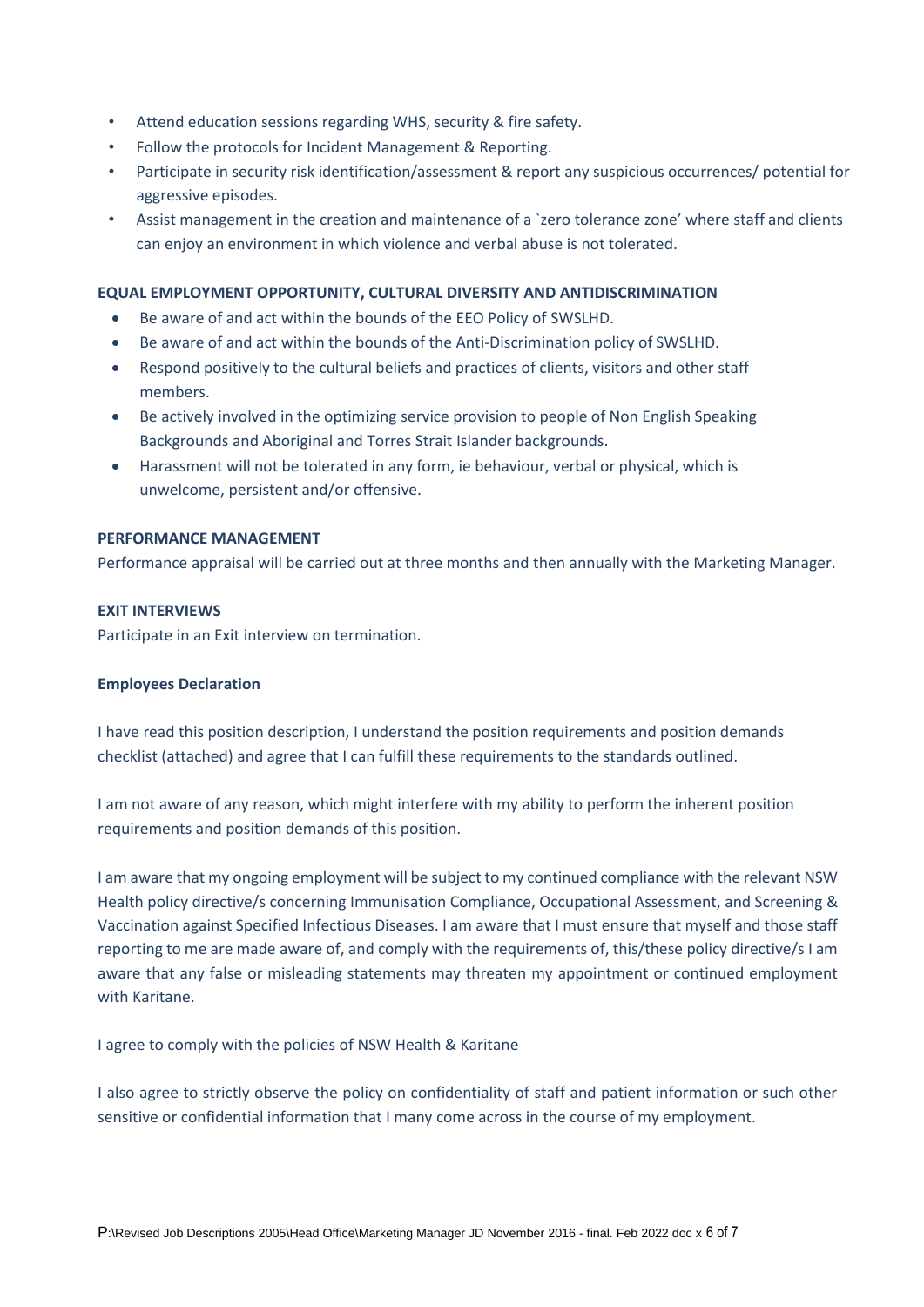- Attend education sessions regarding WHS, security & fire safety.
- Follow the protocols for Incident Management & Reporting.
- Participate in security risk identification/assessment & report any suspicious occurrences/ potential for aggressive episodes.
- Assist management in the creation and maintenance of a `zero tolerance zone' where staff and clients can enjoy an environment in which violence and verbal abuse is not tolerated.

**EQUAL EMPLOYMENT OPPORTUNITY, CULTURAL DIVERSITY AND ANTIDISCRIMINATION**

- Be aware of and act within the bounds of the EEO Policy of SWSLHD.
- Be aware of and act within the bounds of the Anti-Discrimination policy of SWSLHD.
- Respond positively to the cultural beliefs and practices of clients, visitors and other staff members.
- Be actively involved in the optimizing service provision to people of Non English Speaking Backgrounds and Aboriginal and Torres Strait Islander backgrounds.
- Harassment will not be tolerated in any form, ie behaviour, verbal or physical, which is unwelcome, persistent and/or offensive.

**PERFORMANCE MANAGEMENT**

Performance appraisal will be carried out at three months and then annually with the Marketing Manager.

**EXIT INTERVIEWS**

Participate in an Exit interview on termination.

**Employees Declaration**

I have read this position description, I understand the position requirements and position demands checklist (attached) and agree that I can fulfill these requirements to the standards outlined.

I am not aware of any reason, which might interfere with my ability to perform the inherent position requirements and position demands of this position.

I am aware that my ongoing employment will be subject to my continued compliance with the relevant NSW Health policy directive/s concerning Immunisation Compliance, Occupational Assessment, and Screening & Vaccination against Specified Infectious Diseases. I am aware that I must ensure that myself and those staff reporting to me are made aware of, and comply with the requirements of, this/these policy directive/s I am aware that any false or misleading statements may threaten my appointment or continued employment with Karitane.

I agree to comply with the policies of NSW Health & Karitane

I also agree to strictly observe the policy on confidentiality of staff and patient information or such other sensitive or confidential information that I many come across in the course of my employment.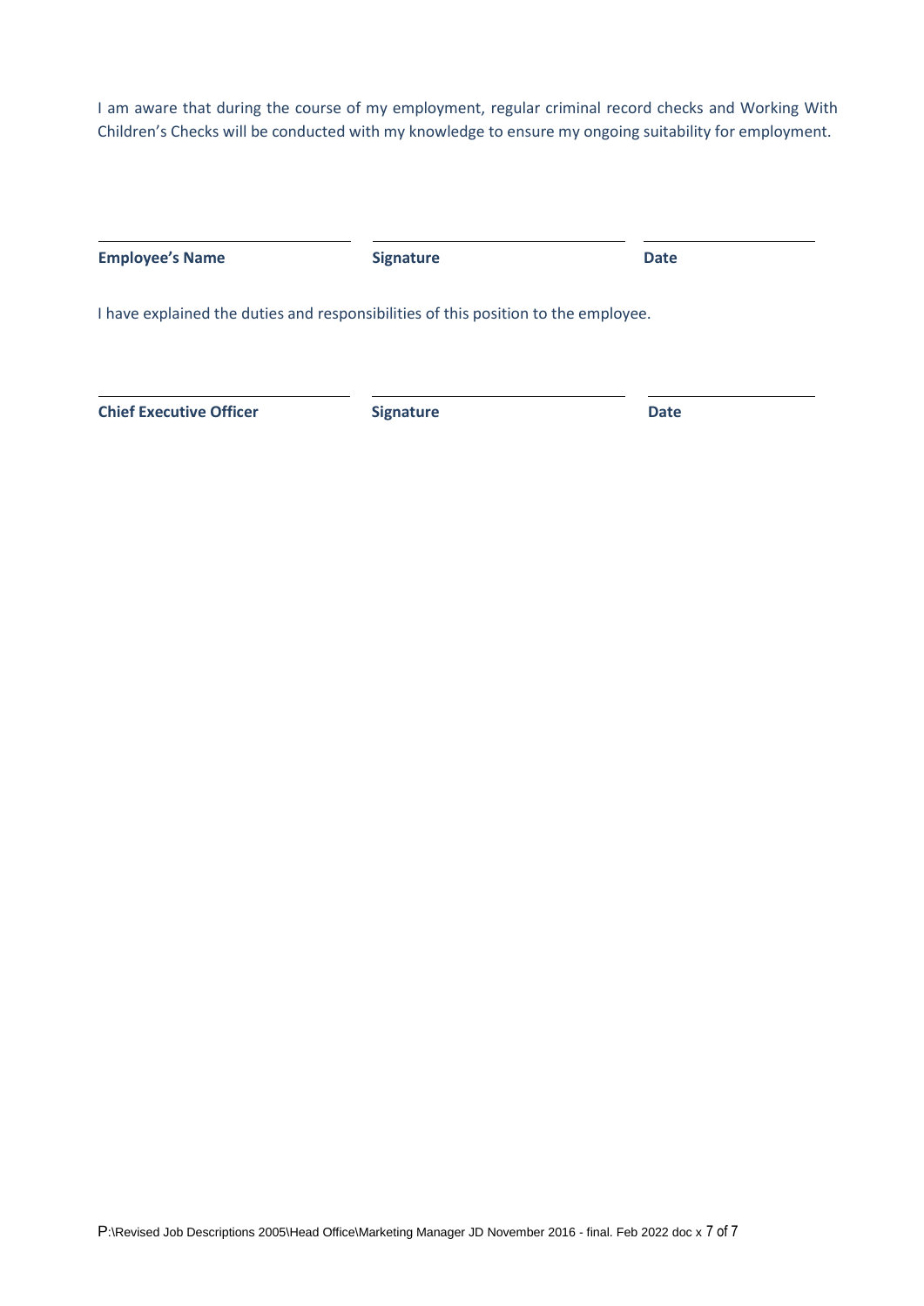I am aware that during the course of my employment, regular criminal record checks and Working With Children's Checks will be conducted with my knowledge to ensure my ongoing suitability for employment.

| **Employee's Name** | **Signature** | **Date** |
|---|---|---|

I have explained the duties and responsibilities of this position to the employee.

| **Chief Executive Officer** | **Signature** | **Date** |
|---|---|---|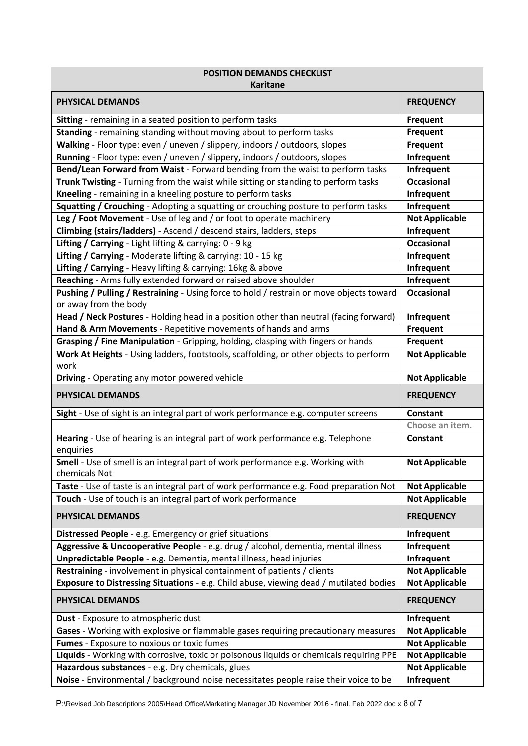| POSITION DEMANDS CHECKLIST<br>Karitane | |
|---|---|
| **PHYSICAL DEMANDS** | **FREQUENCY** |
| **Sitting** - remaining in a seated position to perform tasks | **Frequent** |
| **Standing** - remaining standing without moving about to perform tasks | **Frequent** |
| **Walking** - Floor type: even / uneven / slippery, indoors / outdoors, slopes | **Frequent** |
| **Running** - Floor type: even / uneven / slippery, indoors / outdoors, slopes | **Infrequent** |
| **Bend/Lean Forward from Waist** - Forward bending from the waist to perform tasks | **Infrequent** |
| **Trunk Twisting** - Turning from the waist while sitting or standing to perform tasks | **Occasional** |
| **Kneeling** - remaining in a kneeling posture to perform tasks | **Infrequent** |
| **Squatting / Crouching** - Adopting a squatting or crouching posture to perform tasks | **Infrequent** |
| **Leg / Foot Movement** - Use of leg and / or foot to operate machinery | **Not Applicable** |
| **Climbing (stairs/ladders)** - Ascend / descend stairs, ladders, steps | **Infrequent** |
| **Lifting / Carrying** - Light lifting & carrying: 0 - 9 kg | **Occasional** |
| **Lifting / Carrying** - Moderate lifting & carrying: 10 - 15 kg | **Infrequent** |
| **Lifting / Carrying** - Heavy lifting & carrying: 16kg & above | **Infrequent** |
| **Reaching** - Arms fully extended forward or raised above shoulder | **Infrequent** |
| **Pushing / Pulling / Restraining** - Using force to hold / restrain or move objects toward or away from the body | **Occasional** |
| **Head / Neck Postures** - Holding head in a position other than neutral (facing forward) | **Infrequent** |
| **Hand & Arm Movements** - Repetitive movements of hands and arms | **Frequent** |
| **Grasping / Fine Manipulation** - Gripping, holding, clasping with fingers or hands | **Frequent** |
| **Work At Heights** - Using ladders, footstools, scaffolding, or other objects to perform work | **Not Applicable** |
| **Driving** - Operating any motor powered vehicle | **Not Applicable** |
| **PHYSICAL DEMANDS** | **FREQUENCY** |
| **Sight** - Use of sight is an integral part of work performance e.g. computer screens | **Constant** |
| | Choose an item. |
| **Hearing** - Use of hearing is an integral part of work performance e.g. Telephone enquiries | **Constant** |
| **Smell** - Use of smell is an integral part of work performance e.g. Working with chemicals Not | **Not Applicable** |
| **Taste** - Use of taste is an integral part of work performance e.g. Food preparation Not | **Not Applicable** |
| **Touch** - Use of touch is an integral part of work performance | **Not Applicable** |
| **PHYSICAL DEMANDS** | **FREQUENCY** |
| **Distressed People** - e.g. Emergency or grief situations | **Infrequent** |
| **Aggressive & Uncooperative People** - e.g. drug / alcohol, dementia, mental illness | **Infrequent** |
| **Unpredictable People** - e.g. Dementia, mental illness, head injuries | **Infrequent** |
| **Restraining** - involvement in physical containment of patients / clients | **Not Applicable** |
| **Exposure to Distressing Situations** - e.g. Child abuse, viewing dead / mutilated bodies | **Not Applicable** |
| **PHYSICAL DEMANDS** | **FREQUENCY** |
| **Dust** - Exposure to atmospheric dust | **Infrequent** |
| **Gases** - Working with explosive or flammable gases requiring precautionary measures | **Not Applicable** |
| **Fumes** - Exposure to noxious or toxic fumes | **Not Applicable** |
| **Liquids** - Working with corrosive, toxic or poisonous liquids or chemicals requiring PPE | **Not Applicable** |
| **Hazardous substances** - e.g. Dry chemicals, glues | **Not Applicable** |
| **Noise** - Environmental / background noise necessitates people raise their voice to be | **Infrequent** |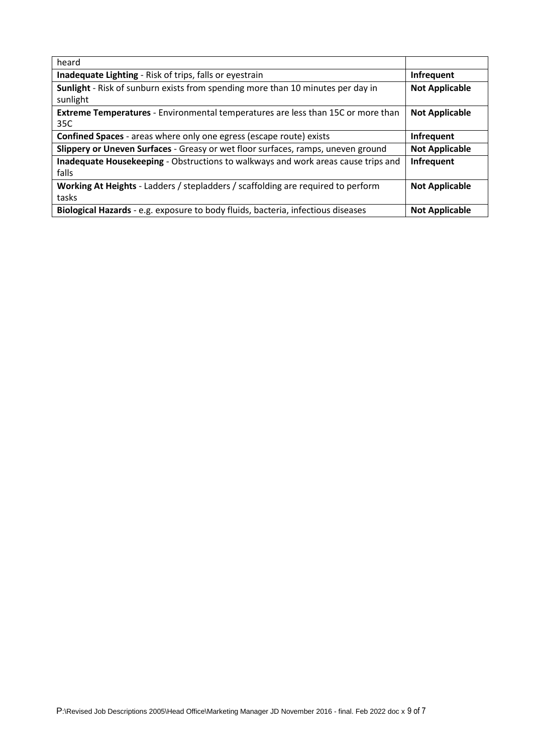| | |
|---|---|
| heard | |
| **Inadequate Lighting** - Risk of trips, falls or eyestrain | **Infrequent** |
| **Sunlight** - Risk of sunburn exists from spending more than 10 minutes per day in sunlight | **Not Applicable** |
| **Extreme Temperatures** - Environmental temperatures are less than 15C or more than 35C | **Not Applicable** |
| **Confined Spaces** - areas where only one egress (escape route) exists | **Infrequent** |
| **Slippery or Uneven Surfaces** - Greasy or wet floor surfaces, ramps, uneven ground | **Not Applicable** |
| **Inadequate Housekeeping** - Obstructions to walkways and work areas cause trips and falls | **Infrequent** |
| **Working At Heights** - Ladders / stepladders / scaffolding are required to perform tasks | **Not Applicable** |
| **Biological Hazards** - e.g. exposure to body fluids, bacteria, infectious diseases | **Not Applicable** |